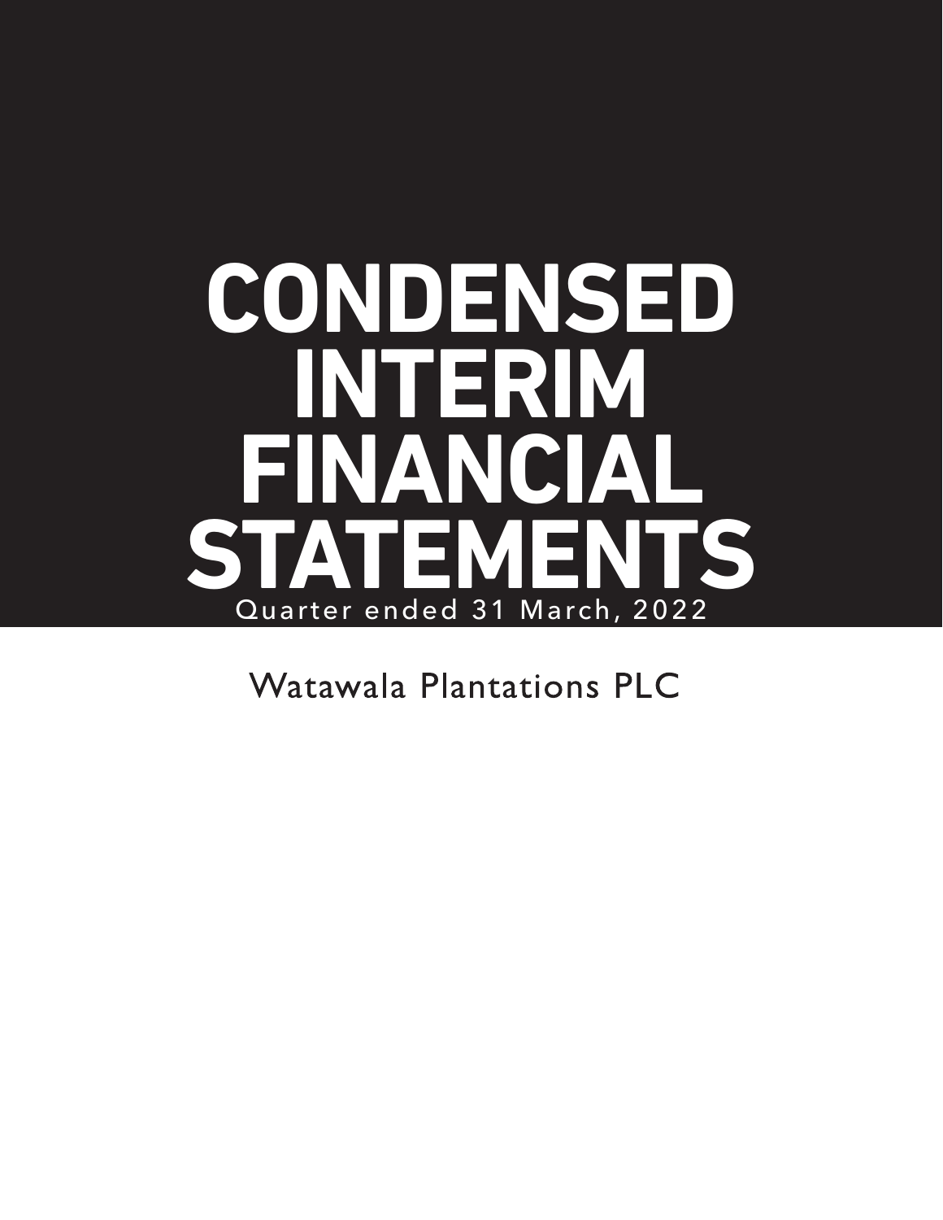# CONDENSED INTERIM FINANCIAL STATEMENTS

Quarter ended 31 March, 2022

Watawala Plantations PLC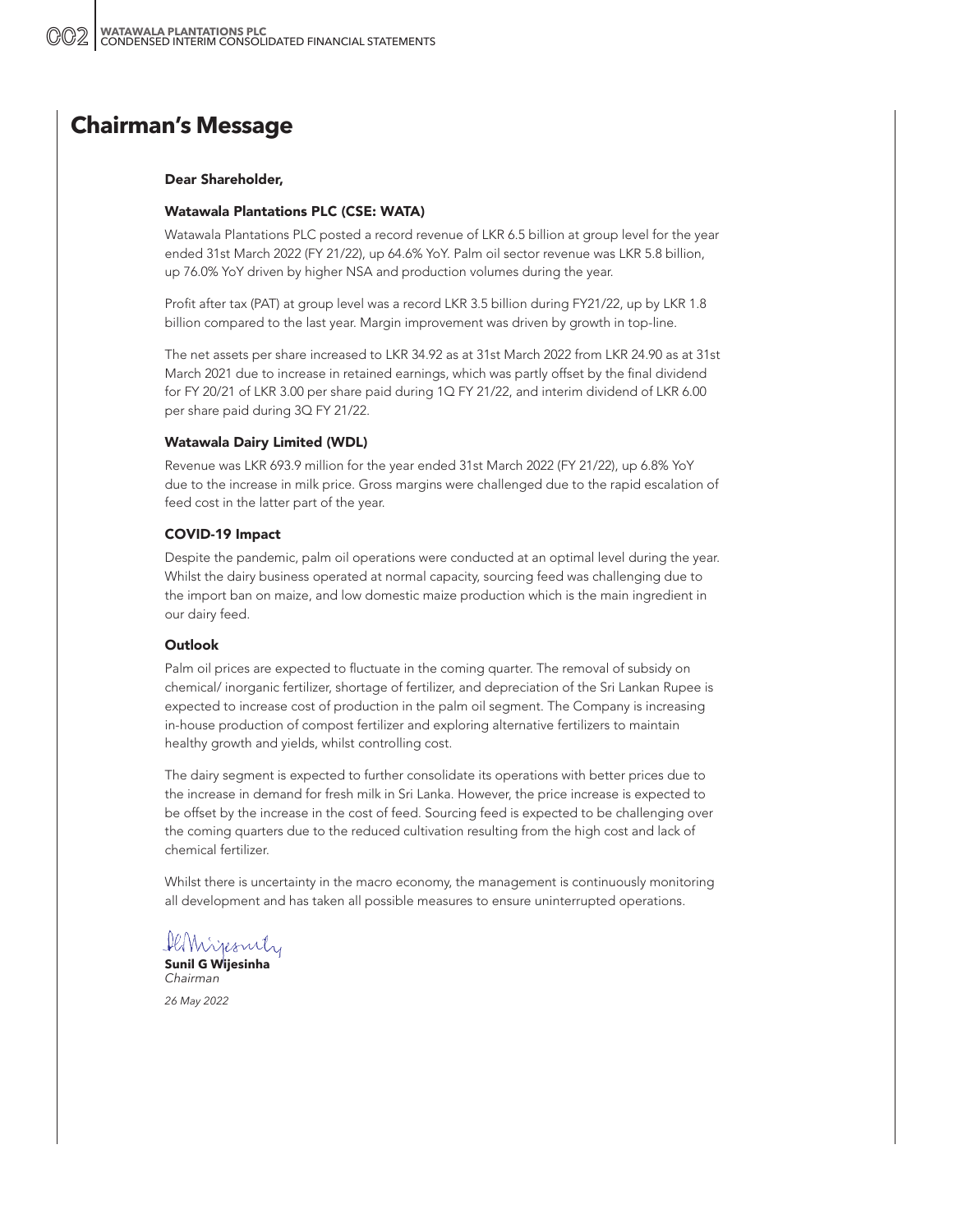# Chairman's Message

**Dear Shareholder,**

### Watawala Plantations PLC (CSE: WATA)

Watawala Plantations PLC posted a record revenue of LKR 6.5 billion at group level for the year ended 31st March 2022 (FY 21/22), up 64.6% YoY. Palm oil sector revenue was LKR 5.8 billion, up 76.0% YoY driven by higher NSA and production volumes during the year.

Profit after tax (PAT) at group level was a record LKR 3.5 billion during FY21/22, up by LKR 1.8 billion compared to the last year. Margin improvement was driven by growth in top-line.

The net assets per share increased to LKR 34.92 as at 31st March 2022 from LKR 24.90 as at 31st March 2021 due to increase in retained earnings, which was partly offset by the final dividend for FY 20/21 of LKR 3.00 per share paid during 1Q FY 21/22, and interim dividend of LKR 6.00 per share paid during 3Q FY 21/22.

### Watawala Dairy Limited (WDL)

Revenue was LKR 693.9 million for the year ended 31st March 2022 (FY 21/22), up 6.8% YoY due to the increase in milk price. Gross margins were challenged due to the rapid escalation of feed cost in the latter part of the year.

### COVID-19 Impact

Despite the pandemic, palm oil operations were conducted at an optimal level during the year. Whilst the dairy business operated at normal capacity, sourcing feed was challenging due to the import ban on maize, and low domestic maize production which is the main ingredient in our dairy feed.

### Outlook

Palm oil prices are expected to fluctuate in the coming quarter. The removal of subsidy on chemical/ inorganic fertilizer, shortage of fertilizer, and depreciation of the Sri Lankan Rupee is expected to increase cost of production in the palm oil segment. The Company is increasing in-house production of compost fertilizer and exploring alternative fertilizers to maintain healthy growth and yields, whilst controlling cost.

The dairy segment is expected to further consolidate its operations with better prices due to the increase in demand for fresh milk in Sri Lanka. However, the price increase is expected to be offset by the increase in the cost of feed. Sourcing feed is expected to be challenging over the coming quarters due to the reduced cultivation resulting from the high cost and lack of chemical fertilizer.

Whilst there is uncertainty in the macro economy, the management is continuously monitoring all development and has taken all possible measures to ensure uninterrupted operations.

**Sunil G Wijesinha**
*Chairman*

*26 May 2022*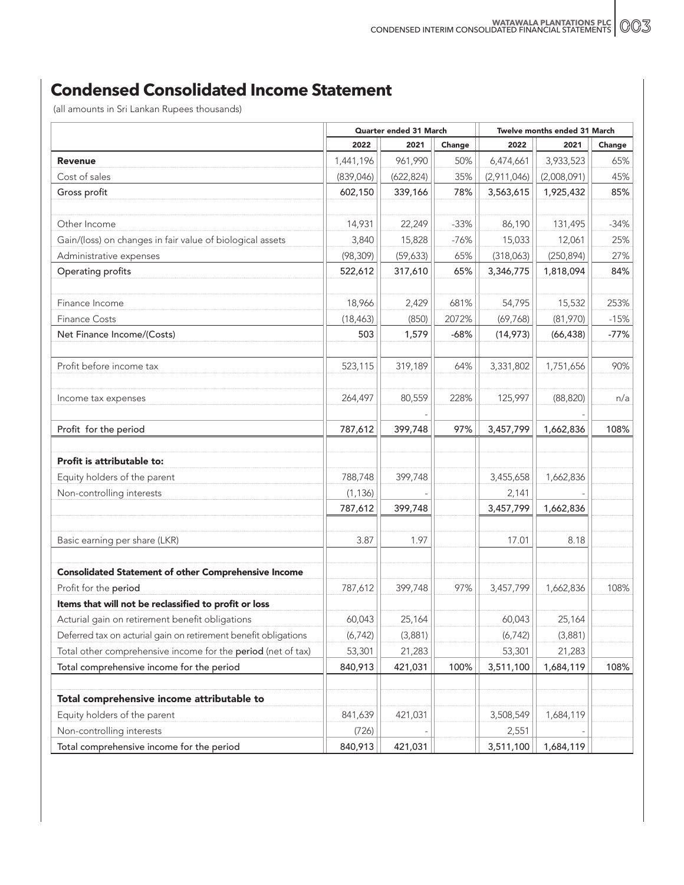# Condensed Consolidated Income Statement

(all amounts in Sri Lankan Rupees thousands)

| | Quarter ended 31 March | | | Twelve months ended 31 March | | |
|---|---|---|---|---|---|---|
| | 2022 | 2021 | Change | 2022 | 2021 | Change |
| **Revenue** | 1,441,196 | 961,990 | 50% | 6,474,661 | 3,933,523 | 65% |
| Cost of sales | (839,046) | (622,824) | 35% | (2,911,046) | (2,008,091) | 45% |
| Gross profit | 602,150 | 339,166 | 78% | 3,563,615 | 1,925,432 | 85% |
| | | | | | | |
| Other Income | 14,931 | 22,249 | -33% | 86,190 | 131,495 | -34% |
| Gain/(loss) on changes in fair value of biological assets | 3,840 | 15,828 | -76% | 15,033 | 12,061 | 25% |
| Administrative expenses | (98,309) | (59,633) | 65% | (318,063) | (250,894) | 27% |
| Operating profits | 522,612 | 317,610 | 65% | 3,346,775 | 1,818,094 | 84% |
| | | | | | | |
| Finance Income | 18,966 | 2,429 | 681% | 54,795 | 15,532 | 253% |
| Finance Costs | (18,463) | (850) | 2072% | (69,768) | (81,970) | -15% |
| Net Finance Income/(Costs) | 503 | 1,579 | -68% | (14,973) | (66,438) | -77% |
| | | | | | | |
| Profit before income tax | 523,115 | 319,189 | 64% | 3,331,802 | 1,751,656 | 90% |
| | | | | | | |
| Income tax expenses | 264,497 | 80,559 | 228% | 125,997 | (88,820) | n/a |
| | | - | | | - | |
| Profit for the period | 787,612 | 399,748 | 97% | 3,457,799 | 1,662,836 | 108% |
| | | | | | | |
| **Profit is attributable to:** | | | | | | |
| Equity holders of the parent | 788,748 | 399,748 | | 3,455,658 | 1,662,836 | |
| Non-controlling interests | (1,136) | - | | 2,141 | - | |
| | 787,612 | 399,748 | | 3,457,799 | 1,662,836 | |
| | | | | | | |
| Basic earning per share (LKR) | 3.87 | 1.97 | | 17.01 | 8.18 | |
| | | | | | | |
| **Consolidated Statement of other Comprehensive Income** | | | | | | |
| Profit for the period | 787,612 | 399,748 | 97% | 3,457,799 | 1,662,836 | 108% |
| **Items that will not be reclassified to profit or loss** | | | | | | |
| Acturial gain on retirement benefit obligations | 60,043 | 25,164 | | 60,043 | 25,164 | |
| Deferred tax on acturial gain on retirement benefit obligations | (6,742) | (3,881) | | (6,742) | (3,881) | |
| Total other comprehensive income for the period (net of tax) | 53,301 | 21,283 | | 53,301 | 21,283 | |
| Total comprehensive income for the period | 840,913 | 421,031 | 100% | 3,511,100 | 1,684,119 | 108% |
| | | | | | | |
| **Total comprehensive income attributable to** | | | | | | |
| Equity holders of the parent | 841,639 | 421,031 | | 3,508,549 | 1,684,119 | |
| Non-controlling interests | (726) | - | | 2,551 | - | |
| Total comprehensive income for the period | 840,913 | 421,031 | | 3,511,100 | 1,684,119 | |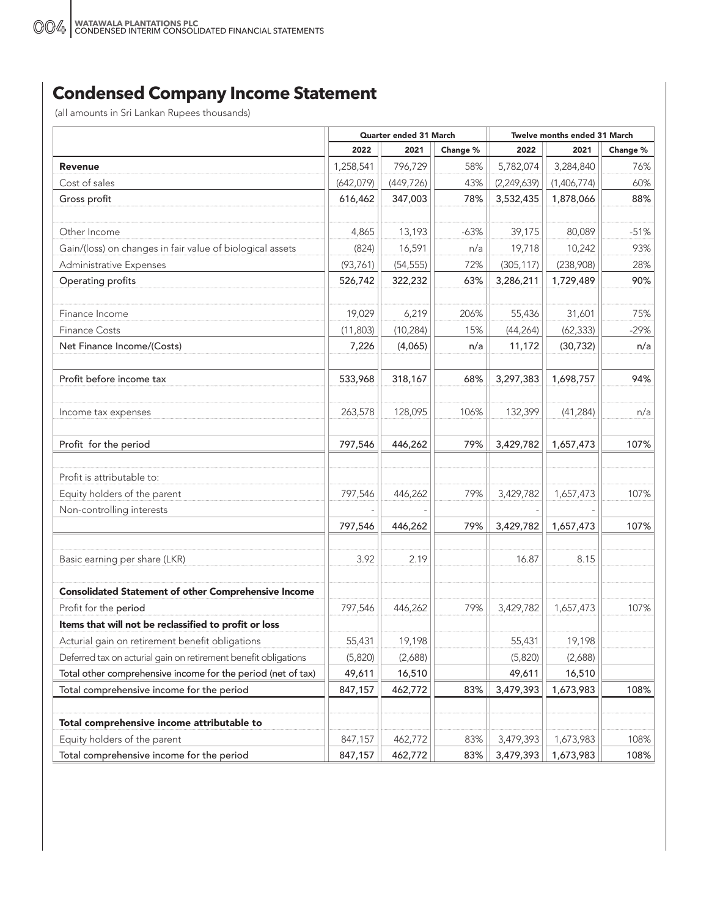# Condensed Company Income Statement

(all amounts in Sri Lankan Rupees thousands)

| | Quarter ended 31 March | | | Twelve months ended 31 March | | |
|---|---|---|---|---|---|---|
| | 2022 | 2021 | Change % | 2022 | 2021 | Change % |
| **Revenue** | 1,258,541 | 796,729 | 58% | 5,782,074 | 3,284,840 | 76% |
| Cost of sales | (642,079) | (449,726) | 43% | (2,249,639) | (1,406,774) | 60% |
| Gross profit | 616,462 | 347,003 | 78% | 3,532,435 | 1,878,066 | 88% |
| | | | | | | |
| Other Income | 4,865 | 13,193 | -63% | 39,175 | 80,089 | -51% |
| Gain/(loss) on changes in fair value of biological assets | (824) | 16,591 | n/a | 19,718 | 10,242 | 93% |
| Administrative Expenses | (93,761) | (54,555) | 72% | (305,117) | (238,908) | 28% |
| Operating profits | 526,742 | 322,232 | 63% | 3,286,211 | 1,729,489 | 90% |
| | | | | | | |
| Finance Income | 19,029 | 6,219 | 206% | 55,436 | 31,601 | 75% |
| Finance Costs | (11,803) | (10,284) | 15% | (44,264) | (62,333) | -29% |
| Net Finance Income/(Costs) | 7,226 | (4,065) | n/a | 11,172 | (30,732) | n/a |
| | | | | | | |
| Profit before income tax | 533,968 | 318,167 | 68% | 3,297,383 | 1,698,757 | 94% |
| | | | | | | |
| Income tax expenses | 263,578 | 128,095 | 106% | 132,399 | (41,284) | n/a |
| | | | | | | |
| Profit for the period | 797,546 | 446,262 | 79% | 3,429,782 | 1,657,473 | 107% |
| | | | | | | |
| Profit is attributable to: | | | | | | |
| Equity holders of the parent | 797,546 | 446,262 | 79% | 3,429,782 | 1,657,473 | 107% |
| Non-controlling interests | - | - | | - | - | |
| | 797,546 | 446,262 | 79% | 3,429,782 | 1,657,473 | 107% |
| | | | | | | |
| Basic earning per share (LKR) | 3.92 | 2.19 | | 16.87 | 8.15 | |
| | | | | | | |
| **Consolidated Statement of other Comprehensive Income** | | | | | | |
| Profit for the period | 797,546 | 446,262 | 79% | 3,429,782 | 1,657,473 | 107% |
| **Items that will not be reclassified to profit or loss** | | | | | | |
| Acturial gain on retirement benefit obligations | 55,431 | 19,198 | | 55,431 | 19,198 | |
| Deferred tax on acturial gain on retirement benefit obligations | (5,820) | (2,688) | | (5,820) | (2,688) | |
| Total other comprehensive income for the period (net of tax) | 49,611 | 16,510 | | 49,611 | 16,510 | |
| Total comprehensive income for the period | 847,157 | 462,772 | 83% | 3,479,393 | 1,673,983 | 108% |
| | | | | | | |
| **Total comprehensive income attributable to** | | | | | | |
| Equity holders of the parent | 847,157 | 462,772 | 83% | 3,479,393 | 1,673,983 | 108% |
| Total comprehensive income for the period | 847,157 | 462,772 | 83% | 3,479,393 | 1,673,983 | 108% |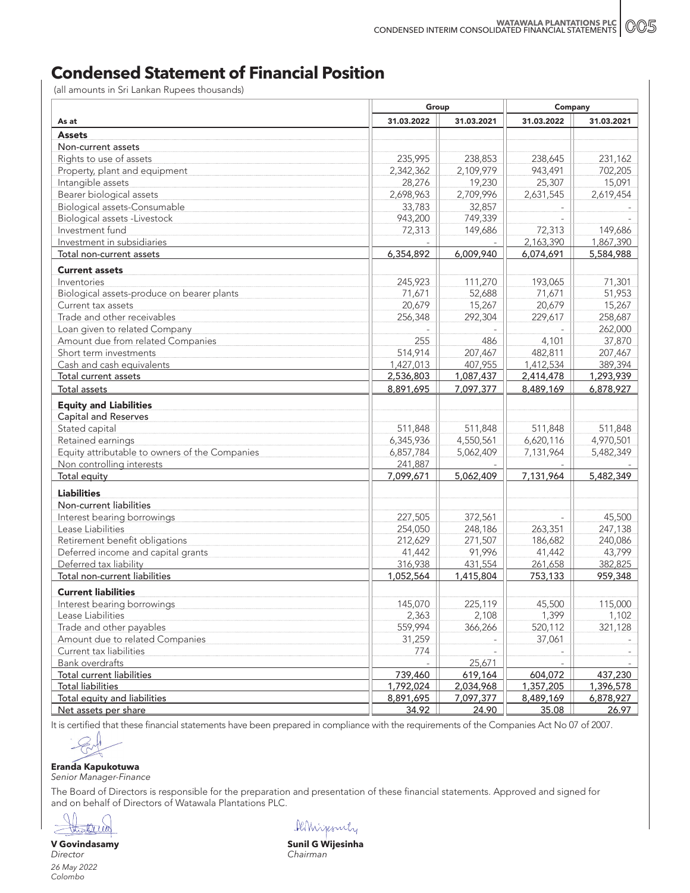# Condensed Statement of Financial Position

(all amounts in Sri Lankan Rupees thousands)

| As at | Group | | Company | |
|---|---|---|---|---|
| | 31.03.2022 | 31.03.2021 | 31.03.2022 | 31.03.2021 |
| **Assets** | | | | |
| Non-current assets | | | | |
| Rights to use of assets | 235,995 | 238,853 | 238,645 | 231,162 |
| Property, plant and equipment | 2,342,362 | 2,109,979 | 943,491 | 702,205 |
| Intangible assets | 28,276 | 19,230 | 25,307 | 15,091 |
| Bearer biological assets | 2,698,963 | 2,709,996 | 2,631,545 | 2,619,454 |
| Biological assets-Consumable | 33,783 | 32,857 | - | - |
| Biological assets -Livestock | 943,200 | 749,339 | - | - |
| Investment fund | 72,313 | 149,686 | 72,313 | 149,686 |
| Investment in subsidiaries | - | - | 2,163,390 | 1,867,390 |
| Total non-current assets | 6,354,892 | 6,009,940 | 6,074,691 | 5,584,988 |
| **Current assets** | | | | |
| Inventories | 245,923 | 111,270 | 193,065 | 71,301 |
| Biological assets-produce on bearer plants | 71,671 | 52,688 | 71,671 | 51,953 |
| Current tax assets | 20,679 | 15,267 | 20,679 | 15,267 |
| Trade and other receivables | 256,348 | 292,304 | 229,617 | 258,687 |
| Loan given to related Company | - | - | - | 262,000 |
| Amount due from related Companies | 255 | 486 | 4,101 | 37,870 |
| Short term investments | 514,914 | 207,467 | 482,811 | 207,467 |
| Cash and cash equivalents | 1,427,013 | 407,955 | 1,412,534 | 389,394 |
| Total current assets | 2,536,803 | 1,087,437 | 2,414,478 | 1,293,939 |
| Total assets | 8,891,695 | 7,097,377 | 8,489,169 | 6,878,927 |
| **Equity and Liabilities** | | | | |
| Capital and Reserves | | | | |
| Stated capital | 511,848 | 511,848 | 511,848 | 511,848 |
| Retained earnings | 6,345,936 | 4,550,561 | 6,620,116 | 4,970,501 |
| Equity attributable to owners of the Companies | 6,857,784 | 5,062,409 | 7,131,964 | 5,482,349 |
| Non controlling interests | 241,887 | - | - | - |
| Total equity | 7,099,671 | 5,062,409 | 7,131,964 | 5,482,349 |
| **Liabilities** | | | | |
| Non-current liabilities | | | | |
| Interest bearing borrowings | 227,505 | 372,561 | - | 45,500 |
| Lease Liabilities | 254,050 | 248,186 | 263,351 | 247,138 |
| Retirement benefit obligations | 212,629 | 271,507 | 186,682 | 240,086 |
| Deferred income and capital grants | 41,442 | 91,996 | 41,442 | 43,799 |
| Deferred tax liability | 316,938 | 431,554 | 261,658 | 382,825 |
| Total non-current liabilities | 1,052,564 | 1,415,804 | 753,133 | 959,348 |
| **Current liabilities** | | | | |
| Interest bearing borrowings | 145,070 | 225,119 | 45,500 | 115,000 |
| Lease Liabilities | 2,363 | 2,108 | 1,399 | 1,102 |
| Trade and other payables | 559,994 | 366,266 | 520,112 | 321,128 |
| Amount due to related Companies | 31,259 | - | 37,061 | - |
| Current tax liabilities | 774 | - | - | - |
| Bank overdrafts | - | 25,671 | - | - |
| Total current liabilities | 739,460 | 619,164 | 604,072 | 437,230 |
| Total liabilities | 1,792,024 | 2,034,968 | 1,357,205 | 1,396,578 |
| Total equity and liabilities | 8,891,695 | 7,097,377 | 8,489,169 | 6,878,927 |
| Net assets per share | 34.92 | 24.90 | 35.08 | 26.97 |

It is certified that these financial statements have been prepared in compliance with the requirements of the Companies Act No 07 of 2007.

**Eranda Kapukotuwa**
*Senior Manager-Finance*

The Board of Directors is responsible for the preparation and presentation of these financial statements. Approved and signed for and on behalf of Directors of Watawala Plantations PLC.

**V Govindasamy**
*Director*

**Sunil G Wijesinha**
*Chairman*

*26 May 2022*
*Colombo*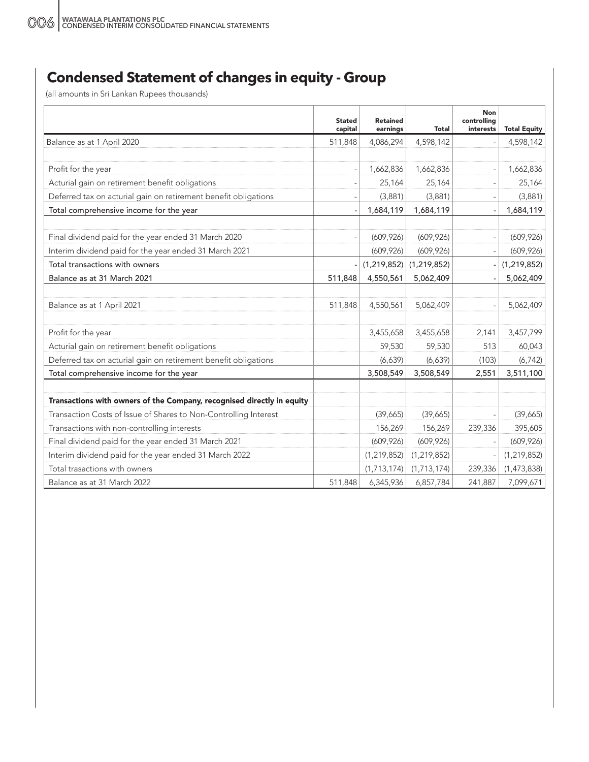# Condensed Statement of changes in equity - Group

(all amounts in Sri Lankan Rupees thousands)

| | Stated capital | Retained earnings | Total | Non controlling interests | Total Equity |
|---|---|---|---|---|---|
| Balance as at 1 April 2020 | 511,848 | 4,086,294 | 4,598,142 | - | 4,598,142 |
| | | | | | |
| Profit for the year | - | 1,662,836 | 1,662,836 | - | 1,662,836 |
| Acturial gain on retirement benefit obligations | - | 25,164 | 25,164 | - | 25,164 |
| Deferred tax on acturial gain on retirement benefit obligations | - | (3,881) | (3,881) | - | (3,881) |
| Total comprehensive income for the year | - | 1,684,119 | 1,684,119 | - | 1,684,119 |
| | | | | | |
| Final dividend paid for the year ended 31 March 2020 | - | (609,926) | (609,926) | - | (609,926) |
| Interim dividend paid for the year ended 31 March 2021 | | (609,926) | (609,926) | - | (609,926) |
| Total transactions with owners | - | (1,219,852) | (1,219,852) | - | (1,219,852) |
| Balance as at 31 March 2021 | 511,848 | 4,550,561 | 5,062,409 | - | 5,062,409 |
| | | | | | |
| Balance as at 1 April 2021 | 511,848 | 4,550,561 | 5,062,409 | - | 5,062,409 |
| | | | | | |
| Profit for the year | | 3,455,658 | 3,455,658 | 2,141 | 3,457,799 |
| Acturial gain on retirement benefit obligations | | 59,530 | 59,530 | 513 | 60,043 |
| Deferred tax on acturial gain on retirement benefit obligations | | (6,639) | (6,639) | (103) | (6,742) |
| Total comprehensive income for the year | | 3,508,549 | 3,508,549 | 2,551 | 3,511,100 |
| | | | | | |
| **Transactions with owners of the Company, recognised directly in equity** | | | | | |
| Transaction Costs of Issue of Shares to Non-Controlling Interest | | (39,665) | (39,665) | - | (39,665) |
| Transactions with non-controlling interests | | 156,269 | 156,269 | 239,336 | 395,605 |
| Final dividend paid for the year ended 31 March 2021 | | (609,926) | (609,926) | - | (609,926) |
| Interim dividend paid for the year ended 31 March 2022 | | (1,219,852) | (1,219,852) | - | (1,219,852) |
| Total trasactions with owners | | (1,713,174) | (1,713,174) | 239,336 | (1,473,838) |
| Balance as at 31 March 2022 | 511,848 | 6,345,936 | 6,857,784 | 241,887 | 7,099,671 |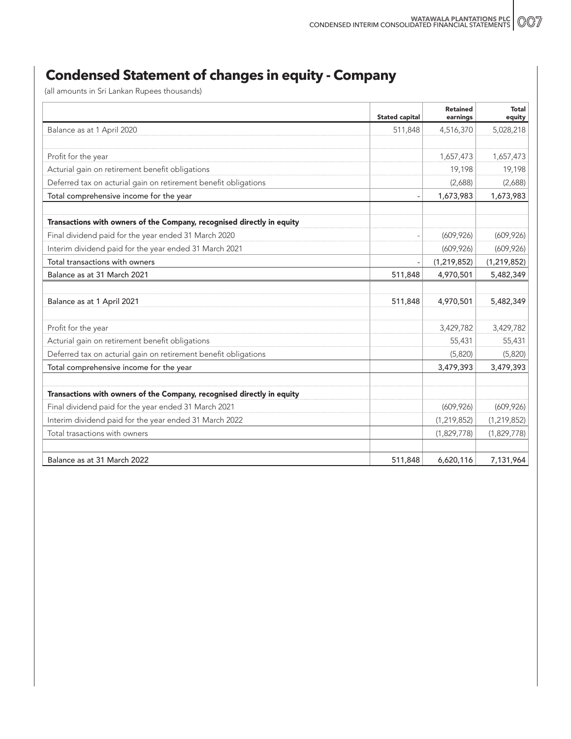# Condensed Statement of changes in equity - Company

(all amounts in Sri Lankan Rupees thousands)

| | Stated capital | Retained earnings | Total equity |
|---|---|---|---|
| Balance as at 1 April 2020 | 511,848 | 4,516,370 | 5,028,218 |
| | | | |
| Profit for the year | | 1,657,473 | 1,657,473 |
| Acturial gain on retirement benefit obligations | | 19,198 | 19,198 |
| Deferred tax on acturial gain on retirement benefit obligations | | (2,688) | (2,688) |
| Total comprehensive income for the year | - | 1,673,983 | 1,673,983 |
| | | | |
| **Transactions with owners of the Company, recognised directly in equity** | | | |
| Final dividend paid for the year ended 31 March 2020 | - | (609,926) | (609,926) |
| Interim dividend paid for the year ended 31 March 2021 | | (609,926) | (609,926) |
| Total transactions with owners | - | (1,219,852) | (1,219,852) |
| Balance as at 31 March 2021 | 511,848 | 4,970,501 | 5,482,349 |
| | | | |
| Balance as at 1 April 2021 | 511,848 | 4,970,501 | 5,482,349 |
| | | | |
| Profit for the year | | 3,429,782 | 3,429,782 |
| Acturial gain on retirement benefit obligations | | 55,431 | 55,431 |
| Deferred tax on acturial gain on retirement benefit obligations | | (5,820) | (5,820) |
| Total comprehensive income for the year | | 3,479,393 | 3,479,393 |
| | | | |
| **Transactions with owners of the Company, recognised directly in equity** | | | |
| Final dividend paid for the year ended 31 March 2021 | | (609,926) | (609,926) |
| Interim dividend paid for the year ended 31 March 2022 | | (1,219,852) | (1,219,852) |
| Total trasactions with owners | | (1,829,778) | (1,829,778) |
| | | | |
| Balance as at 31 March 2022 | 511,848 | 6,620,116 | 7,131,964 |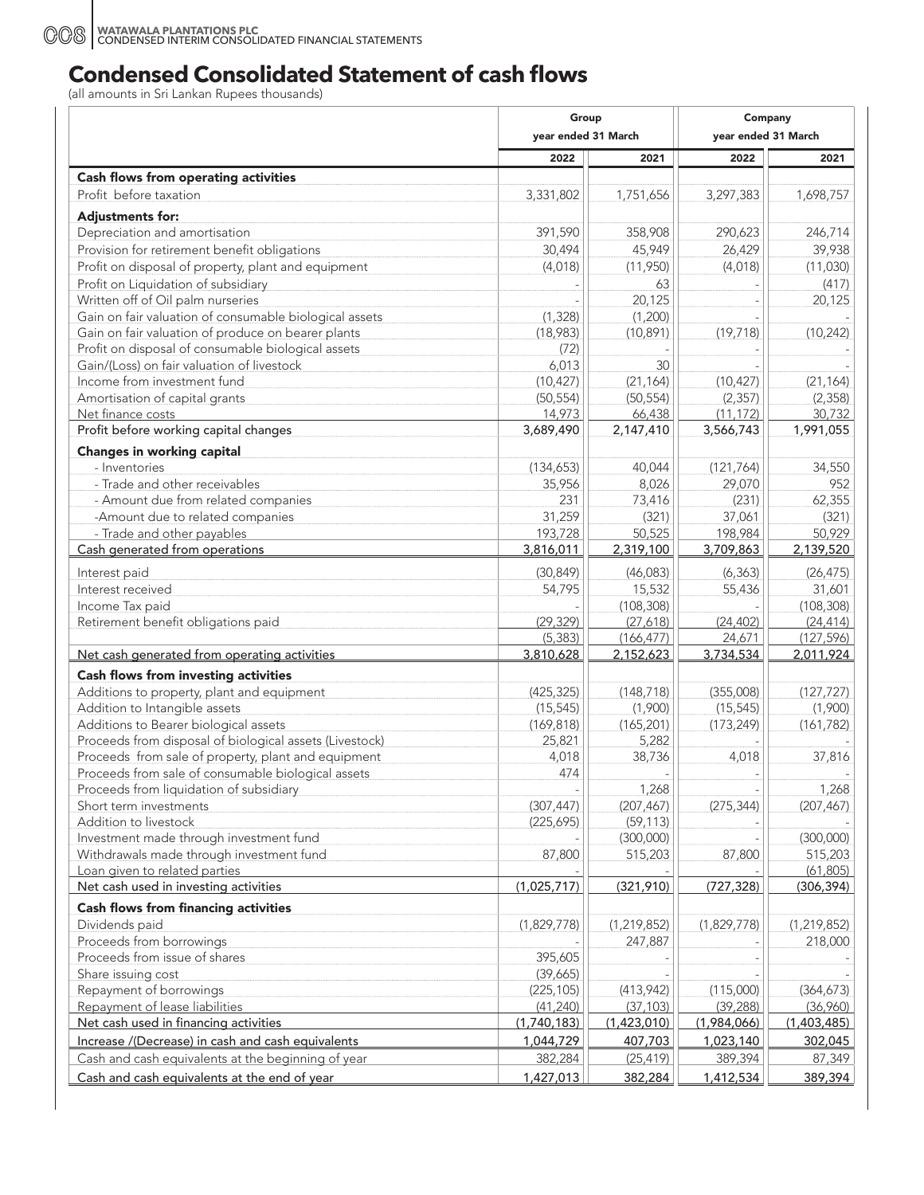# Condensed Consolidated Statement of cash flows

(all amounts in Sri Lankan Rupees thousands)

| | Group | | Company | |
|---|---|---|---|---|
| | year ended 31 March | | year ended 31 March | |
| | 2022 | 2021 | 2022 | 2021 |
| **Cash flows from operating activities** | | | | |
| Profit before taxation | 3,331,802 | 1,751,656 | 3,297,383 | 1,698,757 |
| **Adjustments for:** | | | | |
| Depreciation and amortisation | 391,590 | 358,908 | 290,623 | 246,714 |
| Provision for retirement benefit obligations | 30,494 | 45,949 | 26,429 | 39,938 |
| Profit on disposal of property, plant and equipment | (4,018) | (11,950) | (4,018) | (11,030) |
| Profit on Liquidation of subsidiary | - | 63 | - | (417) |
| Written off of Oil palm nurseries | - | 20,125 | - | 20,125 |
| Gain on fair valuation of consumable biological assets | (1,328) | (1,200) | - | - |
| Gain on fair valuation of produce on bearer plants | (18,983) | (10,891) | (19,718) | (10,242) |
| Profit on disposal of consumable biological assets | (72) | - | - | - |
| Gain/(Loss) on fair valuation of livestock | 6,013 | 30 | - | - |
| Income from investment fund | (10,427) | (21,164) | (10,427) | (21,164) |
| Amortisation of capital grants | (50,554) | (50,554) | (2,357) | (2,358) |
| Net finance costs | 14,973 | 66,438 | (11,172) | 30,732 |
| Profit before working capital changes | 3,689,490 | 2,147,410 | 3,566,743 | 1,991,055 |
| **Changes in working capital** | | | | |
| - Inventories | (134,653) | 40,044 | (121,764) | 34,550 |
| - Trade and other receivables | 35,956 | 8,026 | 29,070 | 952 |
| - Amount due from related companies | 231 | 73,416 | (231) | 62,355 |
| -Amount due to related companies | 31,259 | (321) | 37,061 | (321) |
| - Trade and other payables | 193,728 | 50,525 | 198,984 | 50,929 |
| Cash generated from operations | 3,816,011 | 2,319,100 | 3,709,863 | 2,139,520 |
| Interest paid | (30,849) | (46,083) | (6,363) | (26,475) |
| Interest received | 54,795 | 15,532 | 55,436 | 31,601 |
| Income Tax paid | - | (108,308) | - | (108,308) |
| Retirement benefit obligations paid | (29,329) | (27,618) | (24,402) | (24,414) |
| | (5,383) | (166,477) | 24,671 | (127,596) |
| Net cash generated from operating activities | 3,810,628 | 2,152,623 | 3,734,534 | 2,011,924 |
| **Cash flows from investing activities** | | | | |
| Additions to property, plant and equipment | (425,325) | (148,718) | (355,008) | (127,727) |
| Addition to Intangible assets | (15,545) | (1,900) | (15,545) | (1,900) |
| Additions to Bearer biological assets | (169,818) | (165,201) | (173,249) | (161,782) |
| Proceeds from disposal of biological assets (Livestock) | 25,821 | 5,282 | - | - |
| Proceeds from sale of property, plant and equipment | 4,018 | 38,736 | 4,018 | 37,816 |
| Proceeds from sale of consumable biological assets | 474 | - | - | - |
| Proceeds from liquidation of subsidiary | - | 1,268 | - | 1,268 |
| Short term investments | (307,447) | (207,467) | (275,344) | (207,467) |
| Addition to livestock | (225,695) | (59,113) | - | - |
| Investment made through investment fund | - | (300,000) | - | (300,000) |
| Withdrawals made through investment fund | 87,800 | 515,203 | 87,800 | 515,203 |
| Loan given to related parties | - | - | - | (61,805) |
| Net cash used in investing activities | (1,025,717) | (321,910) | (727,328) | (306,394) |
| **Cash flows from financing activities** | | | | |
| Dividends paid | (1,829,778) | (1,219,852) | (1,829,778) | (1,219,852) |
| Proceeds from borrowings | - | 247,887 | - | 218,000 |
| Proceeds from issue of shares | 395,605 | - | - | - |
| Share issuing cost | (39,665) | - | - | - |
| Repayment of borrowings | (225,105) | (413,942) | (115,000) | (364,673) |
| Repayment of lease liabilities | (41,240) | (37,103) | (39,288) | (36,960) |
| Net cash used in financing activities | (1,740,183) | (1,423,010) | (1,984,066) | (1,403,485) |
| Increase /(Decrease) in cash and cash equivalents | 1,044,729 | 407,703 | 1,023,140 | 302,045 |
| Cash and cash equivalents at the beginning of year | 382,284 | (25,419) | 389,394 | 87,349 |
| Cash and cash equivalents at the end of year | 1,427,013 | 382,284 | 1,412,534 | 389,394 |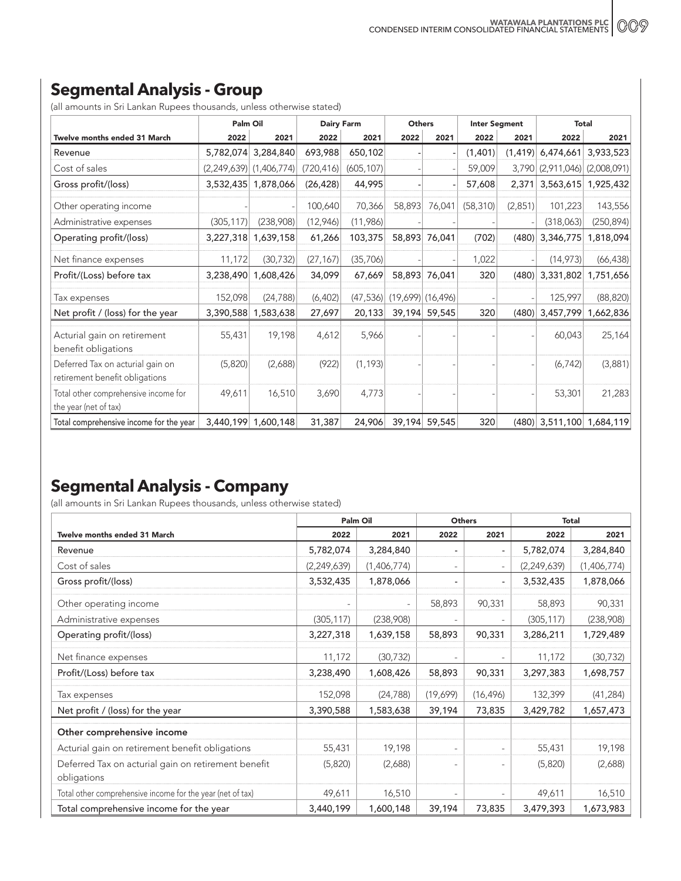## Segmental Analysis - Group

(all amounts in Sri Lankan Rupees thousands, unless otherwise stated)

| | Palm Oil | | Dairy Farm | | Others | | Inter Segment | | Total | |
|---|---|---|---|---|---|---|---|---|---|---|
| Twelve months ended 31 March | 2022 | 2021 | 2022 | 2021 | 2022 | 2021 | 2022 | 2021 | 2022 | 2021 |
| Revenue | 5,782,074 | 3,284,840 | 693,988 | 650,102 | - | - | (1,401) | (1,419) | 6,474,661 | 3,933,523 |
| Cost of sales | (2,249,639) | (1,406,774) | (720,416) | (605,107) | - | - | 59,009 | 3,790 | (2,911,046) | (2,008,091) |
| Gross profit/(loss) | 3,532,435 | 1,878,066 | (26,428) | 44,995 | - | - | 57,608 | 2,371 | 3,563,615 | 1,925,432 |
| Other operating income | - | - | 100,640 | 70,366 | 58,893 | 76,041 | (58,310) | (2,851) | 101,223 | 143,556 |
| Administrative expenses | (305,117) | (238,908) | (12,946) | (11,986) | - | - | - | - | (318,063) | (250,894) |
| Operating profit/(loss) | 3,227,318 | 1,639,158 | 61,266 | 103,375 | 58,893 | 76,041 | (702) | (480) | 3,346,775 | 1,818,094 |
| Net finance expenses | 11,172 | (30,732) | (27,167) | (35,706) | - | - | 1,022 | - | (14,973) | (66,438) |
| Profit/(Loss) before tax | 3,238,490 | 1,608,426 | 34,099 | 67,669 | 58,893 | 76,041 | 320 | (480) | 3,331,802 | 1,751,656 |
| Tax expenses | 152,098 | (24,788) | (6,402) | (47,536) | (19,699) | (16,496) | - | - | 125,997 | (88,820) |
| Net profit / (loss) for the year | 3,390,588 | 1,583,638 | 27,697 | 20,133 | 39,194 | 59,545 | 320 | (480) | 3,457,799 | 1,662,836 |
| Acturial gain on retirement benefit obligations | 55,431 | 19,198 | 4,612 | 5,966 | - | - | - | - | 60,043 | 25,164 |
| Deferred Tax on acturial gain on retirement benefit obligations | (5,820) | (2,688) | (922) | (1,193) | - | - | - | - | (6,742) | (3,881) |
| Total other comprehensive income for the year (net of tax) | 49,611 | 16,510 | 3,690 | 4,773 | - | - | - | - | 53,301 | 21,283 |
| Total comprehensive income for the year | 3,440,199 | 1,600,148 | 31,387 | 24,906 | 39,194 | 59,545 | 320 | (480) | 3,511,100 | 1,684,119 |

## Segmental Analysis - Company

(all amounts in Sri Lankan Rupees thousands, unless otherwise stated)

| | Palm Oil | | Others | | Total | |
|---|---|---|---|---|---|---|
| Twelve months ended 31 March | 2022 | 2021 | 2022 | 2021 | 2022 | 2021 |
| Revenue | 5,782,074 | 3,284,840 | - | - | 5,782,074 | 3,284,840 |
| Cost of sales | (2,249,639) | (1,406,774) | - | - | (2,249,639) | (1,406,774) |
| Gross profit/(loss) | 3,532,435 | 1,878,066 | - | - | 3,532,435 | 1,878,066 |
| Other operating income | - | - | 58,893 | 90,331 | 58,893 | 90,331 |
| Administrative expenses | (305,117) | (238,908) | - | - | (305,117) | (238,908) |
| Operating profit/(loss) | 3,227,318 | 1,639,158 | 58,893 | 90,331 | 3,286,211 | 1,729,489 |
| Net finance expenses | 11,172 | (30,732) | - | - | 11,172 | (30,732) |
| Profit/(Loss) before tax | 3,238,490 | 1,608,426 | 58,893 | 90,331 | 3,297,383 | 1,698,757 |
| Tax expenses | 152,098 | (24,788) | (19,699) | (16,496) | 132,399 | (41,284) |
| Net profit / (loss) for the year | 3,390,588 | 1,583,638 | 39,194 | 73,835 | 3,429,782 | 1,657,473 |
| **Other comprehensive income** | | | | | | |
| Acturial gain on retirement benefit obligations | 55,431 | 19,198 | - | - | 55,431 | 19,198 |
| Deferred Tax on acturial gain on retirement benefit obligations | (5,820) | (2,688) | - | - | (5,820) | (2,688) |
| Total other comprehensive income for the year (net of tax) | 49,611 | 16,510 | - | - | 49,611 | 16,510 |
| Total comprehensive income for the year | 3,440,199 | 1,600,148 | 39,194 | 73,835 | 3,479,393 | 1,673,983 |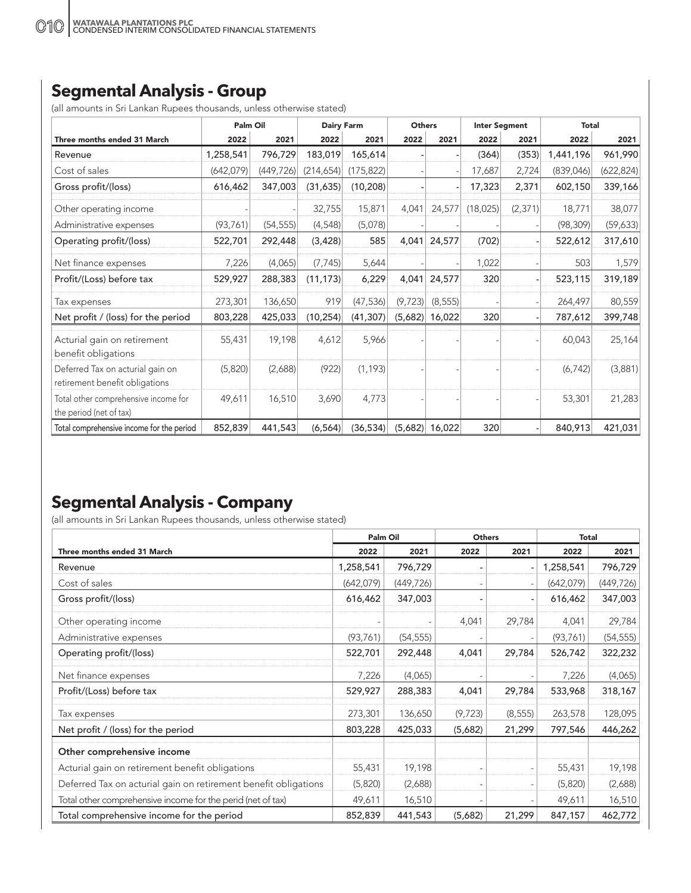## Segmental Analysis - Group

(all amounts in Sri Lankan Rupees thousands, unless otherwise stated)

| | Palm Oil | | Dairy Farm | | Others | | Inter Segment | | Total | |
|---|---|---|---|---|---|---|---|---|---|---|
| **Three months ended 31 March** | **2022** | **2021** | **2022** | **2021** | **2022** | **2021** | **2022** | **2021** | **2022** | **2021** |
| Revenue | 1,258,541 | 796,729 | 183,019 | 165,614 | - | - | (364) | (353) | 1,441,196 | 961,990 |
| Cost of sales | (642,079) | (449,726) | (214,654) | (175,822) | - | - | 17,687 | 2,724 | (839,046) | (622,824) |
| Gross profit/(loss) | 616,462 | 347,003 | (31,635) | (10,208) | - | - | 17,323 | 2,371 | 602,150 | 339,166 |
| Other operating income | - | - | 32,755 | 15,871 | 4,041 | 24,577 | (18,025) | (2,371) | 18,771 | 38,077 |
| Administrative expenses | (93,761) | (54,555) | (4,548) | (5,078) | - | - | - | - | (98,309) | (59,633) |
| Operating profit/(loss) | 522,701 | 292,448 | (3,428) | 585 | 4,041 | 24,577 | (702) | - | 522,612 | 317,610 |
| Net finance expenses | 7,226 | (4,065) | (7,745) | 5,644 | - | - | 1,022 | - | 503 | 1,579 |
| Profit/(Loss) before tax | 529,927 | 288,383 | (11,173) | 6,229 | 4,041 | 24,577 | 320 | - | 523,115 | 319,189 |
| Tax expenses | 273,301 | 136,650 | 919 | (47,536) | (9,723) | (8,555) | - | - | 264,497 | 80,559 |
| Net profit / (loss) for the period | 803,228 | 425,033 | (10,254) | (41,307) | (5,682) | 16,022 | 320 | - | 787,612 | 399,748 |
| Acturial gain on retirement benefit obligations | 55,431 | 19,198 | 4,612 | 5,966 | - | - | - | - | 60,043 | 25,164 |
| Deferred Tax on acturial gain on retirement benefit obligations | (5,820) | (2,688) | (922) | (1,193) | - | - | - | - | (6,742) | (3,881) |
| Total other comprehensive income for the period (net of tax) | 49,611 | 16,510 | 3,690 | 4,773 | - | - | - | - | 53,301 | 21,283 |
| Total comprehensive income for the period | 852,839 | 441,543 | (6,564) | (36,534) | (5,682) | 16,022 | 320 | - | 840,913 | 421,031 |

## Segmental Analysis - Company

(all amounts in Sri Lankan Rupees thousands, unless otherwise stated)

| | Palm Oil | | Others | | Total | |
|---|---|---|---|---|---|---|
| **Three months ended 31 March** | **2022** | **2021** | **2022** | **2021** | **2022** | **2021** |
| Revenue | 1,258,541 | 796,729 | - | - | 1,258,541 | 796,729 |
| Cost of sales | (642,079) | (449,726) | - | - | (642,079) | (449,726) |
| Gross profit/(loss) | 616,462 | 347,003 | - | - | 616,462 | 347,003 |
| Other operating income | - | - | 4,041 | 29,784 | 4,041 | 29,784 |
| Administrative expenses | (93,761) | (54,555) | - | - | (93,761) | (54,555) |
| Operating profit/(loss) | 522,701 | 292,448 | 4,041 | 29,784 | 526,742 | 322,232 |
| Net finance expenses | 7,226 | (4,065) | - | - | 7,226 | (4,065) |
| Profit/(Loss) before tax | 529,927 | 288,383 | 4,041 | 29,784 | 533,968 | 318,167 |
| Tax expenses | 273,301 | 136,650 | (9,723) | (8,555) | 263,578 | 128,095 |
| Net profit / (loss) for the period | 803,228 | 425,033 | (5,682) | 21,299 | 797,546 | 446,262 |
| **Other comprehensive income** | | | | | | |
| Acturial gain on retirement benefit obligations | 55,431 | 19,198 | - | - | 55,431 | 19,198 |
| Deferred Tax on acturial gain on retirement benefit obligations | (5,820) | (2,688) | - | - | (5,820) | (2,688) |
| Total other comprehensive income for the perid (net of tax) | 49,611 | 16,510 | - | - | 49,611 | 16,510 |
| Total comprehensive income for the period | 852,839 | 441,543 | (5,682) | 21,299 | 847,157 | 462,772 |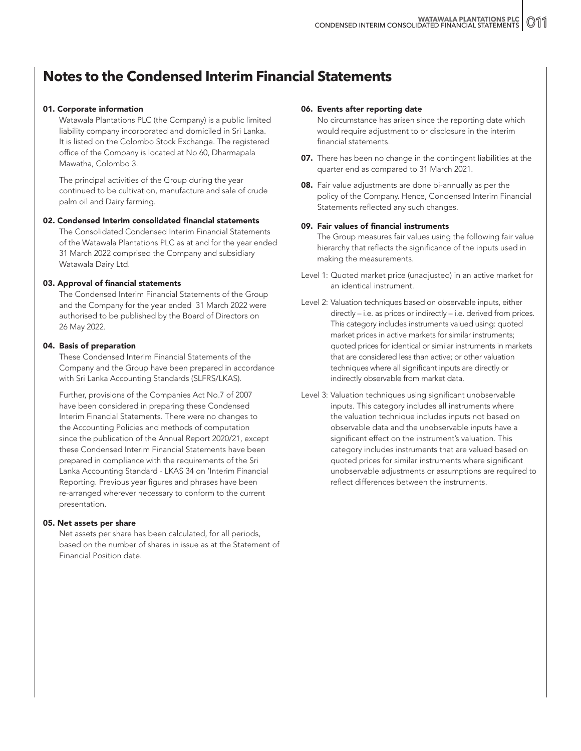# Notes to the Condensed Interim Financial Statements

### 01. Corporate information

Watawala Plantations PLC (the Company) is a public limited liability company incorporated and domiciled in Sri Lanka. It is listed on the Colombo Stock Exchange. The registered office of the Company is located at No 60, Dharmapala Mawatha, Colombo 3.

The principal activities of the Group during the year continued to be cultivation, manufacture and sale of crude palm oil and Dairy farming.

### 02. Condensed Interim consolidated financial statements

The Consolidated Condensed Interim Financial Statements of the Watawala Plantations PLC as at and for the year ended 31 March 2022 comprised the Company and subsidiary Watawala Dairy Ltd.

### 03. Approval of financial statements

The Condensed Interim Financial Statements of the Group and the Company for the year ended 31 March 2022 were authorised to be published by the Board of Directors on 26 May 2022.

### 04. Basis of preparation

These Condensed Interim Financial Statements of the Company and the Group have been prepared in accordance with Sri Lanka Accounting Standards (SLFRS/LKAS).

Further, provisions of the Companies Act No.7 of 2007 have been considered in preparing these Condensed Interim Financial Statements. There were no changes to the Accounting Policies and methods of computation since the publication of the Annual Report 2020/21, except these Condensed Interim Financial Statements have been prepared in compliance with the requirements of the Sri Lanka Accounting Standard - LKAS 34 on 'Interim Financial Reporting. Previous year figures and phrases have been re-arranged wherever necessary to conform to the current presentation.

### 05. Net assets per share

Net assets per share has been calculated, for all periods, based on the number of shares in issue as at the Statement of Financial Position date.

### 06. Events after reporting date

No circumstance has arisen since the reporting date which would require adjustment to or disclosure in the interim financial statements.

**07.** There has been no change in the contingent liabilities at the quarter end as compared to 31 March 2021.

**08.** Fair value adjustments are done bi-annually as per the policy of the Company. Hence, Condensed Interim Financial Statements reflected any such changes.

### 09. Fair values of financial instruments

The Group measures fair values using the following fair value hierarchy that reflects the significance of the inputs used in making the measurements.

Level 1: Quoted market price (unadjusted) in an active market for an identical instrument.

Level 2: Valuation techniques based on observable inputs, either directly – i.e. as prices or indirectly – i.e. derived from prices. This category includes instruments valued using: quoted market prices in active markets for similar instruments; quoted prices for identical or similar instruments in markets that are considered less than active; or other valuation techniques where all significant inputs are directly or indirectly observable from market data.

Level 3: Valuation techniques using significant unobservable inputs. This category includes all instruments where the valuation technique includes inputs not based on observable data and the unobservable inputs have a significant effect on the instrument's valuation. This category includes instruments that are valued based on quoted prices for similar instruments where significant unobservable adjustments or assumptions are required to reflect differences between the instruments.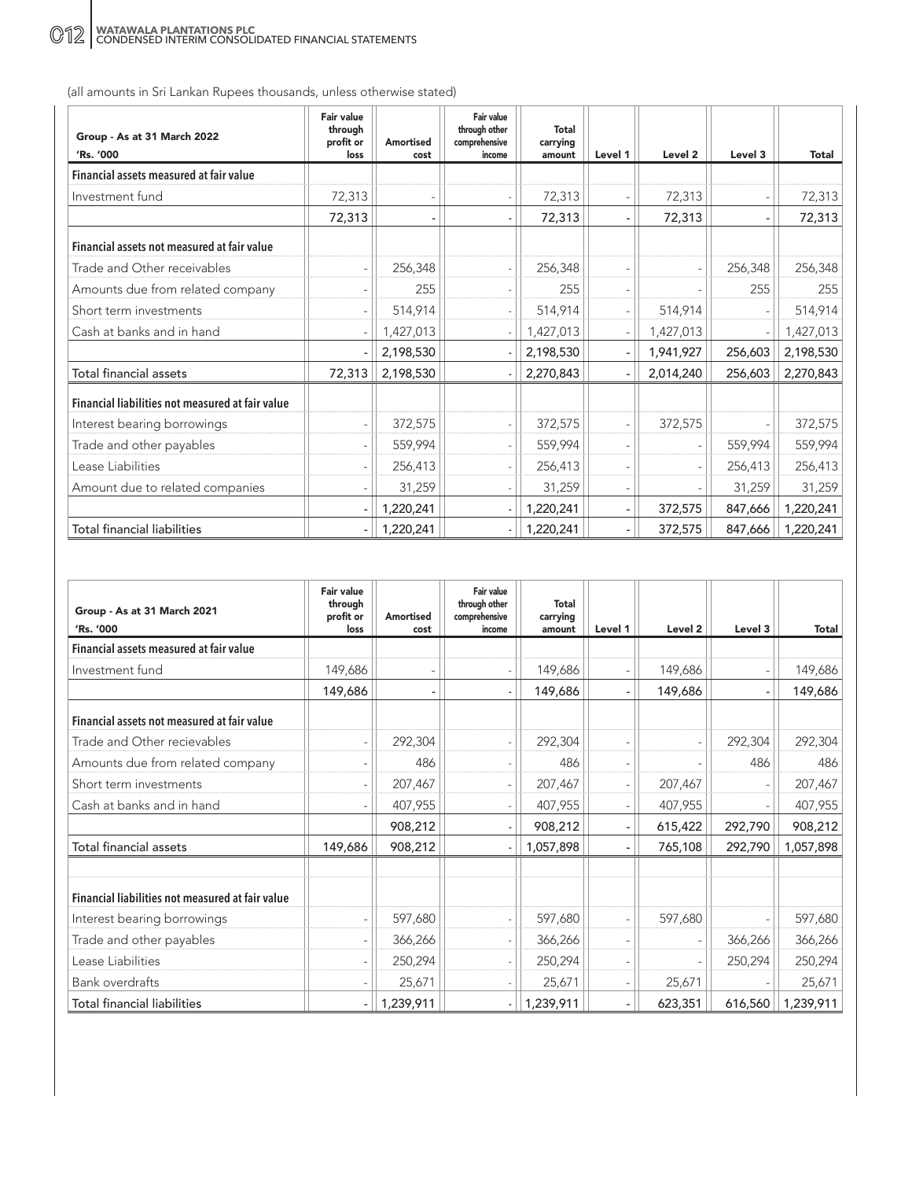(all amounts in Sri Lankan Rupees thousands, unless otherwise stated)

| Group - As at 31 March 2022 'Rs. '000 | Fair value through profit or loss | Amortised cost | Fair value through other comprehensive income | Total carrying amount | Level 1 | Level 2 | Level 3 | Total |
|---|---|---|---|---|---|---|---|---|
| **Financial assets measured at fair value** | | | | | | | | |
| Investment fund | 72,313 | - | - | 72,313 | - | 72,313 | - | 72,313 |
| | 72,313 | - | - | 72,313 | - | 72,313 | - | 72,313 |
| **Financial assets not measured at fair value** | | | | | | | | |
| Trade and Other receivables | - | 256,348 | - | 256,348 | - | - | 256,348 | 256,348 |
| Amounts due from related company | - | 255 | - | 255 | - | - | 255 | 255 |
| Short term investments | - | 514,914 | - | 514,914 | - | 514,914 | - | 514,914 |
| Cash at banks and in hand | - | 1,427,013 | - | 1,427,013 | - | 1,427,013 | - | 1,427,013 |
| | - | 2,198,530 | - | 2,198,530 | - | 1,941,927 | 256,603 | 2,198,530 |
| Total financial assets | 72,313 | 2,198,530 | - | 2,270,843 | - | 2,014,240 | 256,603 | 2,270,843 |
| **Financial liabilities not measured at fair value** | | | | | | | | |
| Interest bearing borrowings | - | 372,575 | - | 372,575 | - | 372,575 | - | 372,575 |
| Trade and other payables | - | 559,994 | - | 559,994 | - | - | 559,994 | 559,994 |
| Lease Liabilities | - | 256,413 | - | 256,413 | - | - | 256,413 | 256,413 |
| Amount due to related companies | - | 31,259 | - | 31,259 | - | - | 31,259 | 31,259 |
| | - | 1,220,241 | - | 1,220,241 | - | 372,575 | 847,666 | 1,220,241 |
| Total financial liabilities | - | 1,220,241 | - | 1,220,241 | - | 372,575 | 847,666 | 1,220,241 |

| Group - As at 31 March 2021 'Rs. '000 | Fair value through profit or loss | Amortised cost | Fair value through other comprehensive income | Total carrying amount | Level 1 | Level 2 | Level 3 | Total |
|---|---|---|---|---|---|---|---|---|
| **Financial assets measured at fair value** | | | | | | | | |
| Investment fund | 149,686 | - | - | 149,686 | - | 149,686 | - | 149,686 |
| | 149,686 | - | - | 149,686 | - | 149,686 | - | 149,686 |
| **Financial assets not measured at fair value** | | | | | | | | |
| Trade and Other recievables | - | 292,304 | - | 292,304 | - | - | 292,304 | 292,304 |
| Amounts due from related company | - | 486 | - | 486 | - | - | 486 | 486 |
| Short term investments | - | 207,467 | - | 207,467 | - | 207,467 | - | 207,467 |
| Cash at banks and in hand | - | 407,955 | - | 407,955 | - | 407,955 | - | 407,955 |
| | | 908,212 | - | 908,212 | - | 615,422 | 292,790 | 908,212 |
| Total financial assets | 149,686 | 908,212 | - | 1,057,898 | - | 765,108 | 292,790 | 1,057,898 |
| **Financial liabilities not measured at fair value** | | | | | | | | |
| Interest bearing borrowings | - | 597,680 | - | 597,680 | - | 597,680 | - | 597,680 |
| Trade and other payables | - | 366,266 | - | 366,266 | - | - | 366,266 | 366,266 |
| Lease Liabilities | - | 250,294 | - | 250,294 | - | - | 250,294 | 250,294 |
| Bank overdrafts | - | 25,671 | - | 25,671 | - | 25,671 | - | 25,671 |
| Total financial liabilities | - | 1,239,911 | - | 1,239,911 | - | 623,351 | 616,560 | 1,239,911 |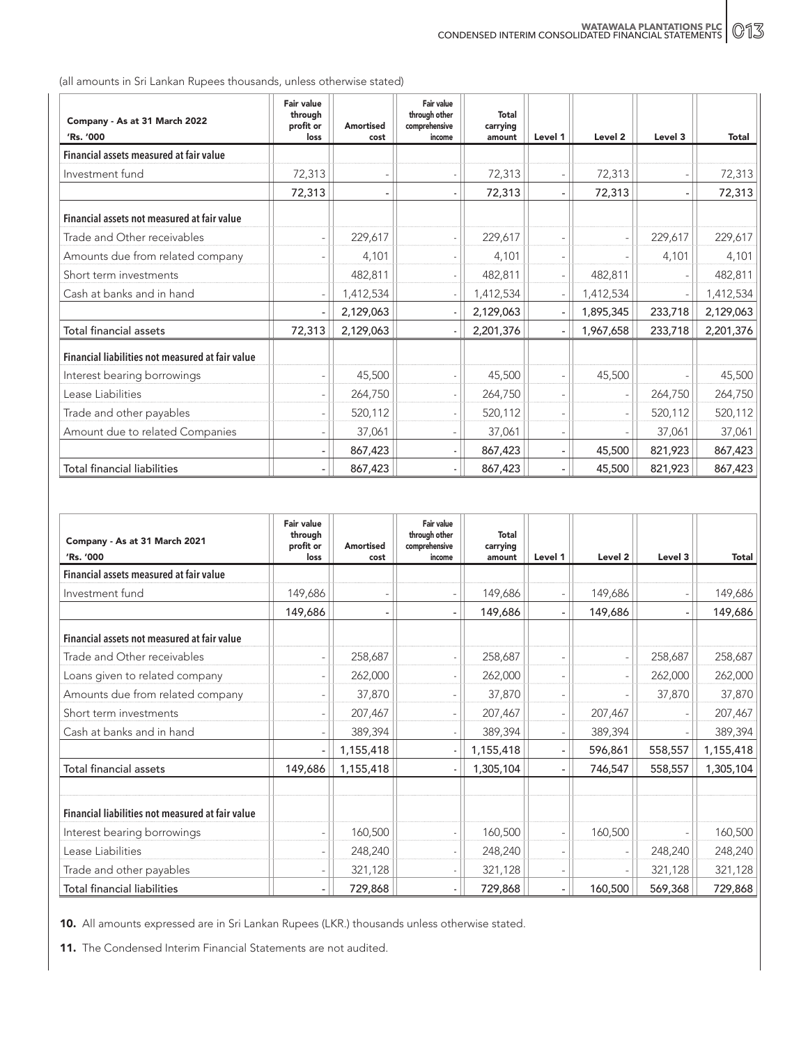(all amounts in Sri Lankan Rupees thousands, unless otherwise stated)

| Company - As at 31 March 2022 'Rs. '000 | Fair value through profit or loss | Amortised cost | Fair value through other comprehensive income | Total carrying amount | Level 1 | Level 2 | Level 3 | Total |
|---|---|---|---|---|---|---|---|---|
| **Financial assets measured at fair value** | | | | | | | | |
| Investment fund | 72,313 | - | - | 72,313 | - | 72,313 | - | 72,313 |
| | 72,313 | - | - | 72,313 | - | 72,313 | - | 72,313 |
| **Financial assets not measured at fair value** | | | | | | | | |
| Trade and Other receivables | - | 229,617 | - | 229,617 | - | - | 229,617 | 229,617 |
| Amounts due from related company | - | 4,101 | - | 4,101 | - | - | 4,101 | 4,101 |
| Short term investments | - | 482,811 | - | 482,811 | - | 482,811 | - | 482,811 |
| Cash at banks and in hand | - | 1,412,534 | - | 1,412,534 | - | 1,412,534 | - | 1,412,534 |
| | - | 2,129,063 | - | 2,129,063 | - | 1,895,345 | 233,718 | 2,129,063 |
| Total financial assets | 72,313 | 2,129,063 | - | 2,201,376 | - | 1,967,658 | 233,718 | 2,201,376 |
| **Financial liabilities not measured at fair value** | | | | | | | | |
| Interest bearing borrowings | - | 45,500 | - | 45,500 | - | 45,500 | - | 45,500 |
| Lease Liabilities | - | 264,750 | - | 264,750 | - | - | 264,750 | 264,750 |
| Trade and other payables | - | 520,112 | - | 520,112 | - | - | 520,112 | 520,112 |
| Amount due to related Companies | - | 37,061 | - | 37,061 | - | - | 37,061 | 37,061 |
| | - | 867,423 | - | 867,423 | - | 45,500 | 821,923 | 867,423 |
| Total financial liabilities | - | 867,423 | - | 867,423 | - | 45,500 | 821,923 | 867,423 |

| Company - As at 31 March 2021 'Rs. '000 | Fair value through profit or loss | Amortised cost | Fair value through other comprehensive income | Total carrying amount | Level 1 | Level 2 | Level 3 | Total |
|---|---|---|---|---|---|---|---|---|
| **Financial assets measured at fair value** | | | | | | | | |
| Investment fund | 149,686 | - | - | 149,686 | - | 149,686 | - | 149,686 |
| | 149,686 | - | - | 149,686 | - | 149,686 | - | 149,686 |
| **Financial assets not measured at fair value** | | | | | | | | |
| Trade and Other receivables | - | 258,687 | - | 258,687 | - | - | 258,687 | 258,687 |
| Loans given to related company | - | 262,000 | - | 262,000 | - | - | 262,000 | 262,000 |
| Amounts due from related company | - | 37,870 | - | 37,870 | - | - | 37,870 | 37,870 |
| Short term investments | - | 207,467 | - | 207,467 | - | 207,467 | - | 207,467 |
| Cash at banks and in hand | - | 389,394 | - | 389,394 | - | 389,394 | - | 389,394 |
| | - | 1,155,418 | - | 1,155,418 | - | 596,861 | 558,557 | 1,155,418 |
| Total financial assets | 149,686 | 1,155,418 | - | 1,305,104 | - | 746,547 | 558,557 | 1,305,104 |
| **Financial liabilities not measured at fair value** | | | | | | | | |
| Interest bearing borrowings | - | 160,500 | - | 160,500 | - | 160,500 | - | 160,500 |
| Lease Liabilities | - | 248,240 | - | 248,240 | - | - | 248,240 | 248,240 |
| Trade and other payables | - | 321,128 | - | 321,128 | - | - | 321,128 | 321,128 |
| Total financial liabilities | - | 729,868 | - | 729,868 | - | 160,500 | 569,368 | 729,868 |

**10.** All amounts expressed are in Sri Lankan Rupees (LKR.) thousands unless otherwise stated.

**11.** The Condensed Interim Financial Statements are not audited.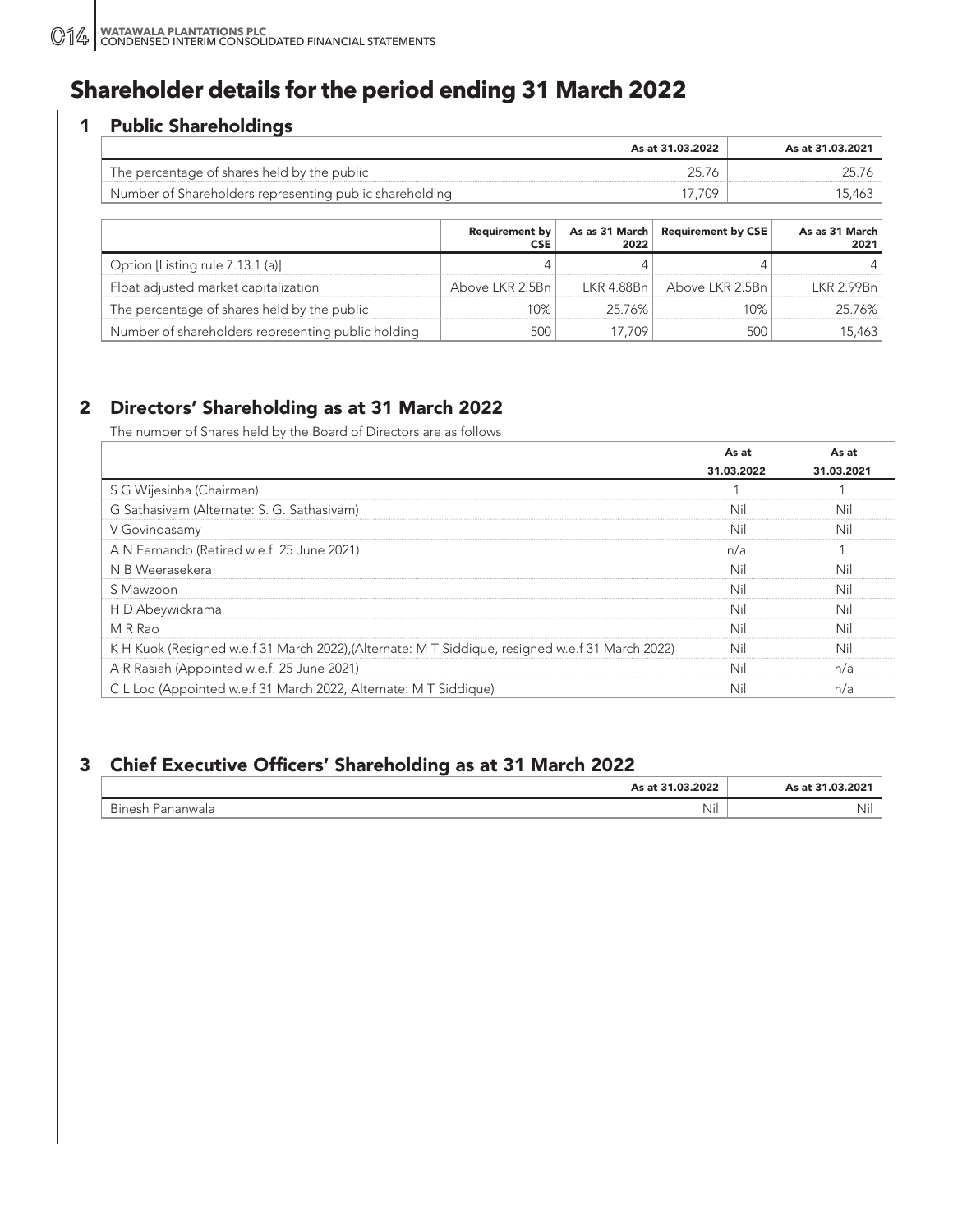# Shareholder details for the period ending 31 March 2022

## 1 Public Shareholdings

| | As at 31.03.2022 | As at 31.03.2021 |
|---|---|---|
| The percentage of shares held by the public | 25.76 | 25.76 |
| Number of Shareholders representing public shareholding | 17,709 | 15,463 |

| | Requirement by CSE | As as 31 March 2022 | Requirement by CSE | As as 31 March 2021 |
|---|---|---|---|---|
| Option [Listing rule 7.13.1 (a)] | 4 | 4 | 4 | 4 |
| Float adjusted market capitalization | Above LKR 2.5Bn | LKR 4.88Bn | Above LKR 2.5Bn | LKR 2.99Bn |
| The percentage of shares held by the public | 10% | 25.76% | 10% | 25.76% |
| Number of shareholders representing public holding | 500 | 17,709 | 500 | 15,463 |

## 2 Directors' Shareholding as at 31 March 2022

The number of Shares held by the Board of Directors are as follows

| | As at 31.03.2022 | As at 31.03.2021 |
|---|---|---|
| S G Wijesinha (Chairman) | 1 | 1 |
| G Sathasivam (Alternate: S. G. Sathasivam) | Nil | Nil |
| V Govindasamy | Nil | Nil |
| A N Fernando (Retired w.e.f. 25 June 2021) | n/a | 1 |
| N B Weerasekera | Nil | Nil |
| S Mawzoon | Nil | Nil |
| H D Abeywickrama | Nil | Nil |
| M R Rao | Nil | Nil |
| K H Kuok (Resigned w.e.f 31 March 2022),(Alternate: M T Siddique, resigned w.e.f 31 March 2022) | Nil | Nil |
| A R Rasiah (Appointed w.e.f. 25 June 2021) | Nil | n/a |
| C L Loo (Appointed w.e.f 31 March 2022, Alternate: M T Siddique) | Nil | n/a |

## 3 Chief Executive Officers' Shareholding as at 31 March 2022

| | As at 31.03.2022 | As at 31.03.2021 |
|---|---|---|
| Binesh Pananwala | Nil | Nil |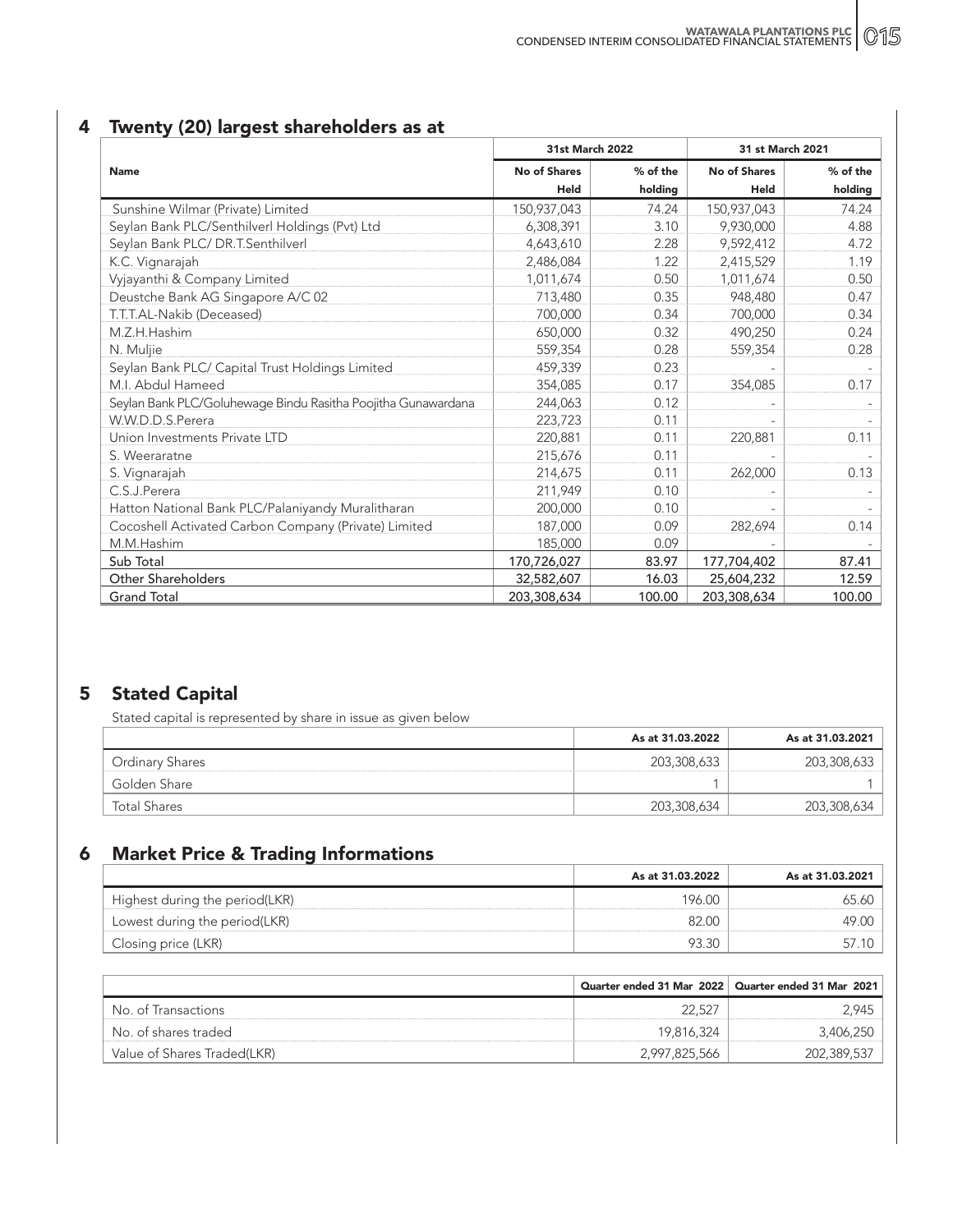## 4 Twenty (20) largest shareholders as at

| Name | 31st March 2022 | | 31 st March 2021 | |
|---|---|---|---|---|
| | No of Shares Held | % of the holding | No of Shares Held | % of the holding |
| Sunshine Wilmar (Private) Limited | 150,937,043 | 74.24 | 150,937,043 | 74.24 |
| Seylan Bank PLC/Senthilverl Holdings (Pvt) Ltd | 6,308,391 | 3.10 | 9,930,000 | 4.88 |
| Seylan Bank PLC/ DR.T.Senthilverl | 4,643,610 | 2.28 | 9,592,412 | 4.72 |
| K.C. Vignarajah | 2,486,084 | 1.22 | 2,415,529 | 1.19 |
| Vyjayanthi & Company Limited | 1,011,674 | 0.50 | 1,011,674 | 0.50 |
| Deustche Bank AG Singapore A/C 02 | 713,480 | 0.35 | 948,480 | 0.47 |
| T.T.T.AL-Nakib (Deceased) | 700,000 | 0.34 | 700,000 | 0.34 |
| M.Z.H.Hashim | 650,000 | 0.32 | 490,250 | 0.24 |
| N. Muljie | 559,354 | 0.28 | 559,354 | 0.28 |
| Seylan Bank PLC/ Capital Trust Holdings Limited | 459,339 | 0.23 | - | - |
| M.I. Abdul Hameed | 354,085 | 0.17 | 354,085 | 0.17 |
| Seylan Bank PLC/Goluhewage Bindu Rasitha Poojitha Gunawardana | 244,063 | 0.12 | - | - |
| W.W.D.D.S.Perera | 223,723 | 0.11 | - | - |
| Union Investments Private LTD | 220,881 | 0.11 | 220,881 | 0.11 |
| S. Weeraratne | 215,676 | 0.11 | - | - |
| S. Vignarajah | 214,675 | 0.11 | 262,000 | 0.13 |
| C.S.J.Perera | 211,949 | 0.10 | - | - |
| Hatton National Bank PLC/Palaniyandy Muralitharan | 200,000 | 0.10 | - | - |
| Cocoshell Activated Carbon Company (Private) Limited | 187,000 | 0.09 | 282,694 | 0.14 |
| M.M.Hashim | 185,000 | 0.09 | - | - |
| Sub Total | 170,726,027 | 83.97 | 177,704,402 | 87.41 |
| Other Shareholders | 32,582,607 | 16.03 | 25,604,232 | 12.59 |
| Grand Total | 203,308,634 | 100.00 | 203,308,634 | 100.00 |

## 5 Stated Capital

Stated capital is represented by share in issue as given below

| | As at 31.03.2022 | As at 31.03.2021 |
|---|---|---|
| Ordinary Shares | 203,308,633 | 203,308,633 |
| Golden Share | 1 | 1 |
| Total Shares | 203,308,634 | 203,308,634 |

## 6 Market Price & Trading Informations

| | As at 31.03.2022 | As at 31.03.2021 |
|---|---|---|
| Highest during the period(LKR) | 196.00 | 65.60 |
| Lowest during the period(LKR) | 82.00 | 49.00 |
| Closing price (LKR) | 93.30 | 57.10 |

| | Quarter ended 31 Mar 2022 | Quarter ended 31 Mar 2021 |
|---|---|---|
| No. of Transactions | 22,527 | 2,945 |
| No. of shares traded | 19,816,324 | 3,406,250 |
| Value of Shares Traded(LKR) | 2,997,825,566 | 202,389,537 |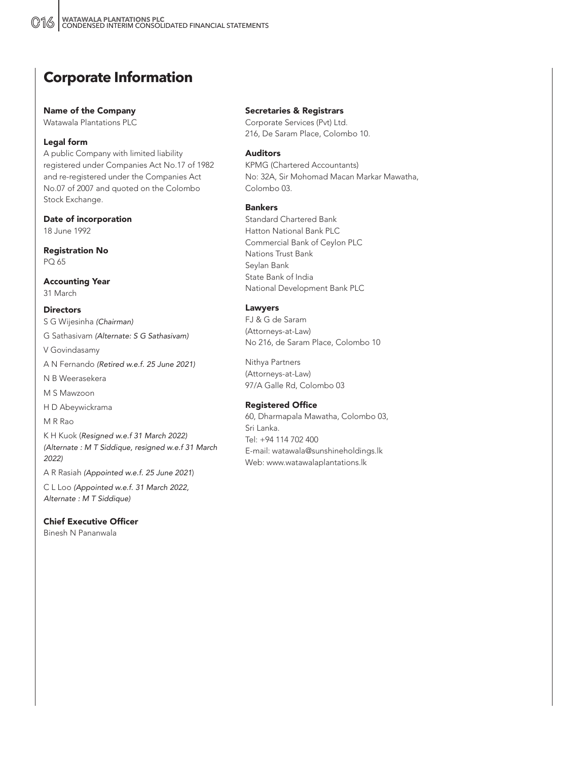# Corporate Information

**Name of the Company**
Watawala Plantations PLC

**Legal form**
A public Company with limited liability registered under Companies Act No.17 of 1982 and re-registered under the Companies Act No.07 of 2007 and quoted on the Colombo Stock Exchange.

**Date of incorporation**
18 June 1992

**Registration No**
PQ 65

**Accounting Year**
31 March

**Directors**

S G Wijesinha *(Chairman)*

G Sathasivam *(Alternate: S G Sathasivam)*

V Govindasamy

A N Fernando *(Retired w.e.f. 25 June 2021)*

N B Weerasekera

M S Mawzoon

H D Abeywickrama

M R Rao

K H Kuok (*Resigned w.e.f 31 March 2022)*
*(Alternate : M T Siddique, resigned w.e.f 31 March 2022)*

A R Rasiah *(Appointed w.e.f. 25 June 2021*)

C L Loo *(Appointed w.e.f. 31 March 2022, Alternate : M T Siddique)*

**Chief Executive Officer**
Binesh N Pananwala

**Secretaries & Registrars**
Corporate Services (Pvt) Ltd.
216, De Saram Place, Colombo 10.

**Auditors**
KPMG (Chartered Accountants)
No: 32A, Sir Mohomad Macan Markar Mawatha, Colombo 03.

**Bankers**
Standard Chartered Bank
Hatton National Bank PLC
Commercial Bank of Ceylon PLC
Nations Trust Bank
Seylan Bank
State Bank of India
National Development Bank PLC

**Lawyers**
FJ & G de Saram
(Attorneys-at-Law)
No 216, de Saram Place, Colombo 10

Nithya Partners
(Attorneys-at-Law)
97/A Galle Rd, Colombo 03

**Registered Office**
60, Dharmapala Mawatha, Colombo 03,
Sri Lanka.
Tel: +94 114 702 400
E-mail: watawala@sunshineholdings.lk
Web: www.watawalaplantations.lk